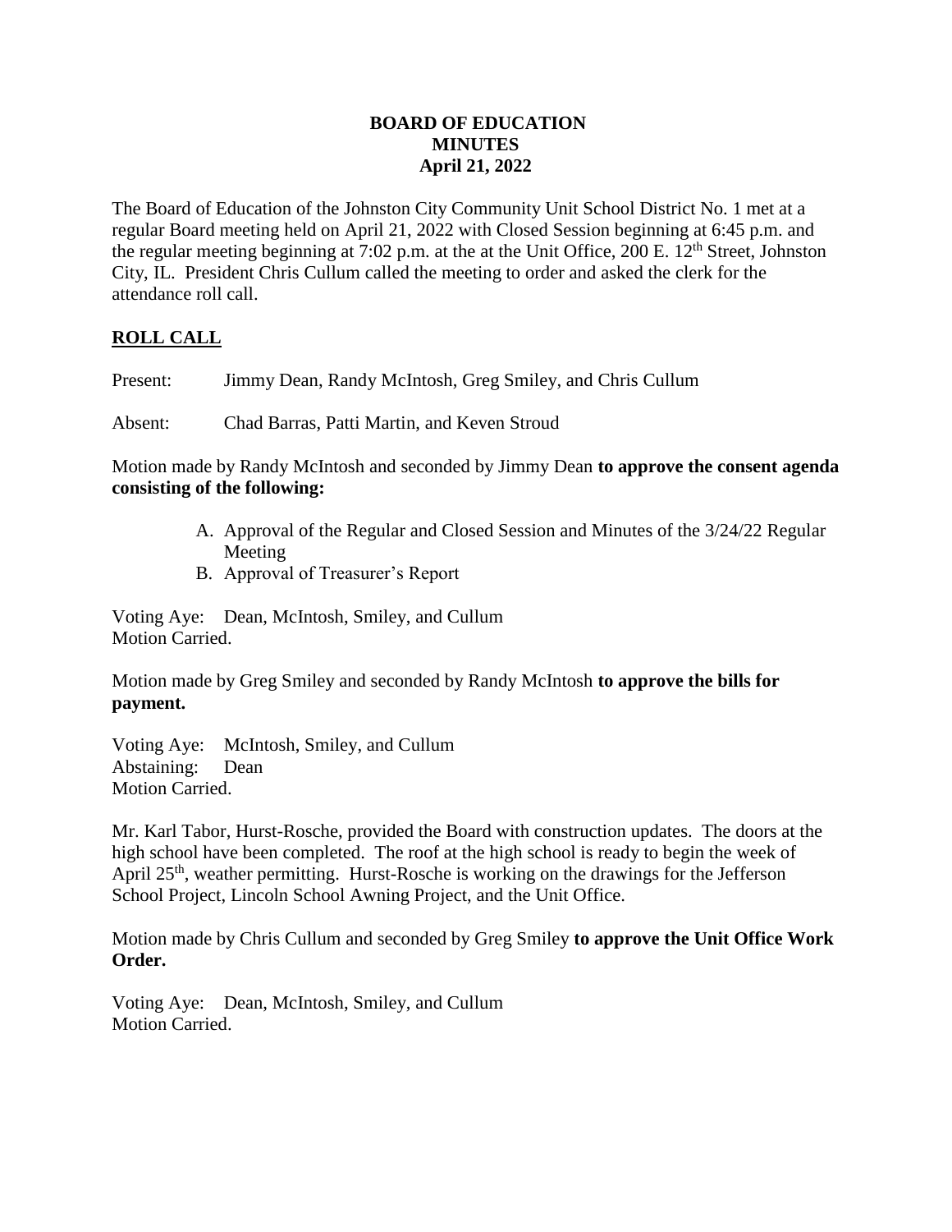**BOARD OF EDUCATION**
**MINUTES**
**April 21, 2022**

The Board of Education of the Johnston City Community Unit School District No. 1 met at a regular Board meeting held on April 21, 2022 with Closed Session beginning at 6:45 p.m. and the regular meeting beginning at 7:02 p.m. at the at the Unit Office, 200 E. 12th Street, Johnston City, IL. President Chris Cullum called the meeting to order and asked the clerk for the attendance roll call.

## ROLL CALL

Present: Jimmy Dean, Randy McIntosh, Greg Smiley, and Chris Cullum

Absent: Chad Barras, Patti Martin, and Keven Stroud

Motion made by Randy McIntosh and seconded by Jimmy Dean **to approve the consent agenda consisting of the following:**

A. Approval of the Regular and Closed Session and Minutes of the 3/24/22 Regular Meeting
B. Approval of Treasurer's Report

Voting Aye: Dean, McIntosh, Smiley, and Cullum
Motion Carried.

Motion made by Greg Smiley and seconded by Randy McIntosh **to approve the bills for payment.**

Voting Aye: McIntosh, Smiley, and Cullum
Abstaining: Dean
Motion Carried.

Mr. Karl Tabor, Hurst-Rosche, provided the Board with construction updates. The doors at the high school have been completed. The roof at the high school is ready to begin the week of April 25th, weather permitting. Hurst-Rosche is working on the drawings for the Jefferson School Project, Lincoln School Awning Project, and the Unit Office.

Motion made by Chris Cullum and seconded by Greg Smiley **to approve the Unit Office Work Order.**

Voting Aye: Dean, McIntosh, Smiley, and Cullum
Motion Carried.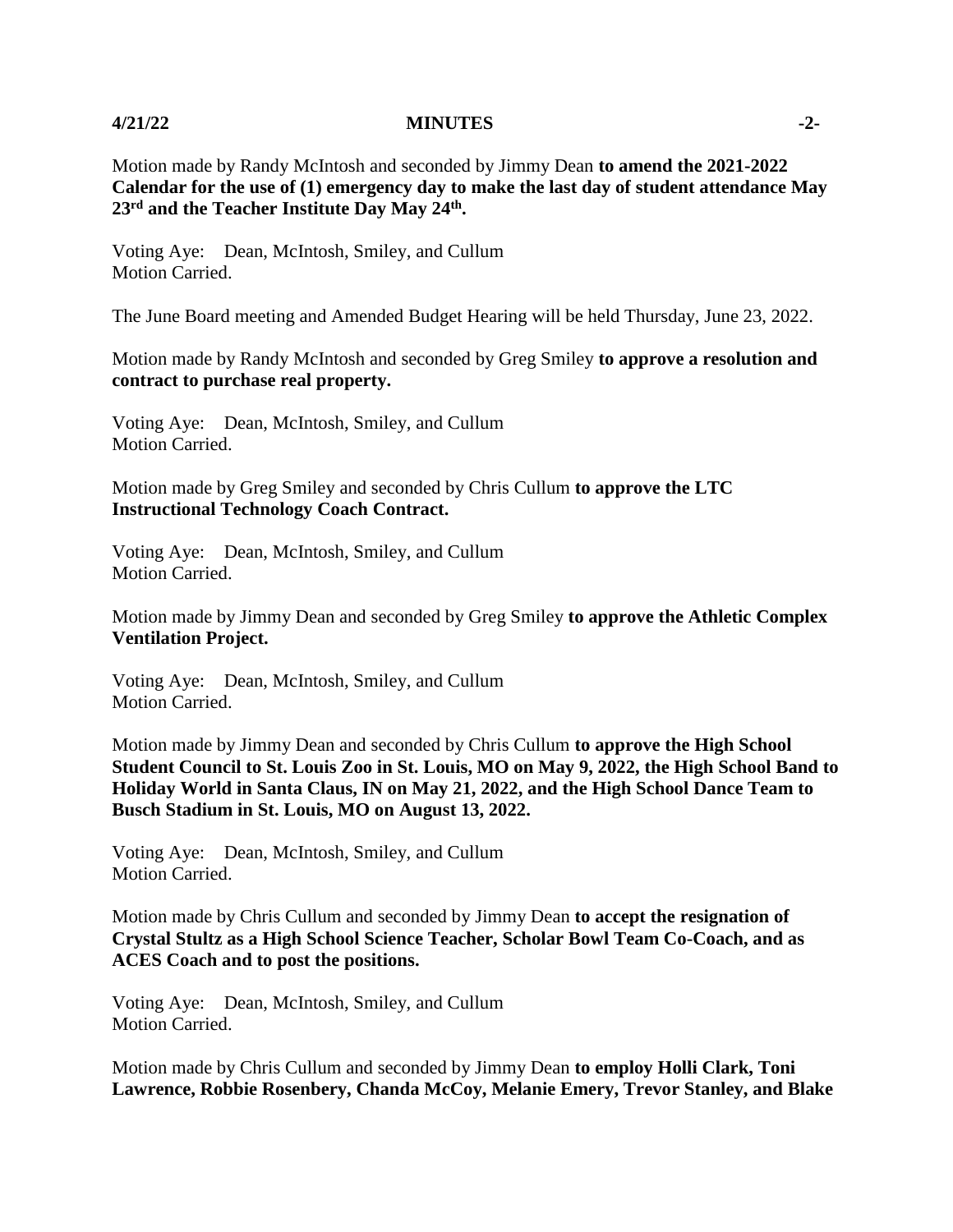Motion made by Randy McIntosh and seconded by Jimmy Dean **to amend the 2021-2022 Calendar for the use of (1) emergency day to make the last day of student attendance May 23rd and the Teacher Institute Day May 24th.**

Voting Aye: Dean, McIntosh, Smiley, and Cullum
Motion Carried.

The June Board meeting and Amended Budget Hearing will be held Thursday, June 23, 2022.

Motion made by Randy McIntosh and seconded by Greg Smiley **to approve a resolution and contract to purchase real property.**

Voting Aye: Dean, McIntosh, Smiley, and Cullum
Motion Carried.

Motion made by Greg Smiley and seconded by Chris Cullum **to approve the LTC Instructional Technology Coach Contract.**

Voting Aye: Dean, McIntosh, Smiley, and Cullum
Motion Carried.

Motion made by Jimmy Dean and seconded by Greg Smiley **to approve the Athletic Complex Ventilation Project.**

Voting Aye: Dean, McIntosh, Smiley, and Cullum
Motion Carried.

Motion made by Jimmy Dean and seconded by Chris Cullum **to approve the High School Student Council to St. Louis Zoo in St. Louis, MO on May 9, 2022, the High School Band to Holiday World in Santa Claus, IN on May 21, 2022, and the High School Dance Team to Busch Stadium in St. Louis, MO on August 13, 2022.**

Voting Aye: Dean, McIntosh, Smiley, and Cullum
Motion Carried.

Motion made by Chris Cullum and seconded by Jimmy Dean **to accept the resignation of Crystal Stultz as a High School Science Teacher, Scholar Bowl Team Co-Coach, and as ACES Coach and to post the positions.**

Voting Aye: Dean, McIntosh, Smiley, and Cullum
Motion Carried.

Motion made by Chris Cullum and seconded by Jimmy Dean **to employ Holli Clark, Toni Lawrence, Robbie Rosenbery, Chanda McCoy, Melanie Emery, Trevor Stanley, and Blake**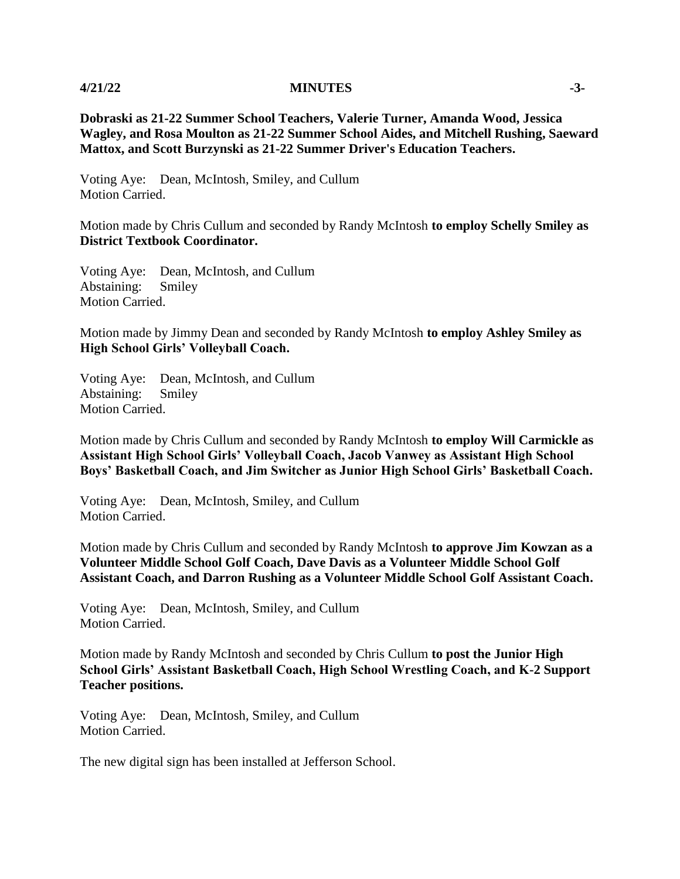**Dobraski as 21-22 Summer School Teachers, Valerie Turner, Amanda Wood, Jessica Wagley, and Rosa Moulton as 21-22 Summer School Aides, and Mitchell Rushing, Saeward Mattox, and Scott Burzynski as 21-22 Summer Driver's Education Teachers.**

Voting Aye: Dean, McIntosh, Smiley, and Cullum
Motion Carried.

Motion made by Chris Cullum and seconded by Randy McIntosh **to employ Schelly Smiley as District Textbook Coordinator.**

Voting Aye: Dean, McIntosh, and Cullum
Abstaining: Smiley
Motion Carried.

Motion made by Jimmy Dean and seconded by Randy McIntosh **to employ Ashley Smiley as High School Girls' Volleyball Coach.**

Voting Aye: Dean, McIntosh, and Cullum
Abstaining: Smiley
Motion Carried.

Motion made by Chris Cullum and seconded by Randy McIntosh **to employ Will Carmickle as Assistant High School Girls' Volleyball Coach, Jacob Vanwey as Assistant High School Boys' Basketball Coach, and Jim Switcher as Junior High School Girls' Basketball Coach.**

Voting Aye: Dean, McIntosh, Smiley, and Cullum
Motion Carried.

Motion made by Chris Cullum and seconded by Randy McIntosh **to approve Jim Kowzan as a Volunteer Middle School Golf Coach, Dave Davis as a Volunteer Middle School Golf Assistant Coach, and Darron Rushing as a Volunteer Middle School Golf Assistant Coach.**

Voting Aye: Dean, McIntosh, Smiley, and Cullum
Motion Carried.

Motion made by Randy McIntosh and seconded by Chris Cullum **to post the Junior High School Girls' Assistant Basketball Coach, High School Wrestling Coach, and K-2 Support Teacher positions.**

Voting Aye: Dean, McIntosh, Smiley, and Cullum
Motion Carried.

The new digital sign has been installed at Jefferson School.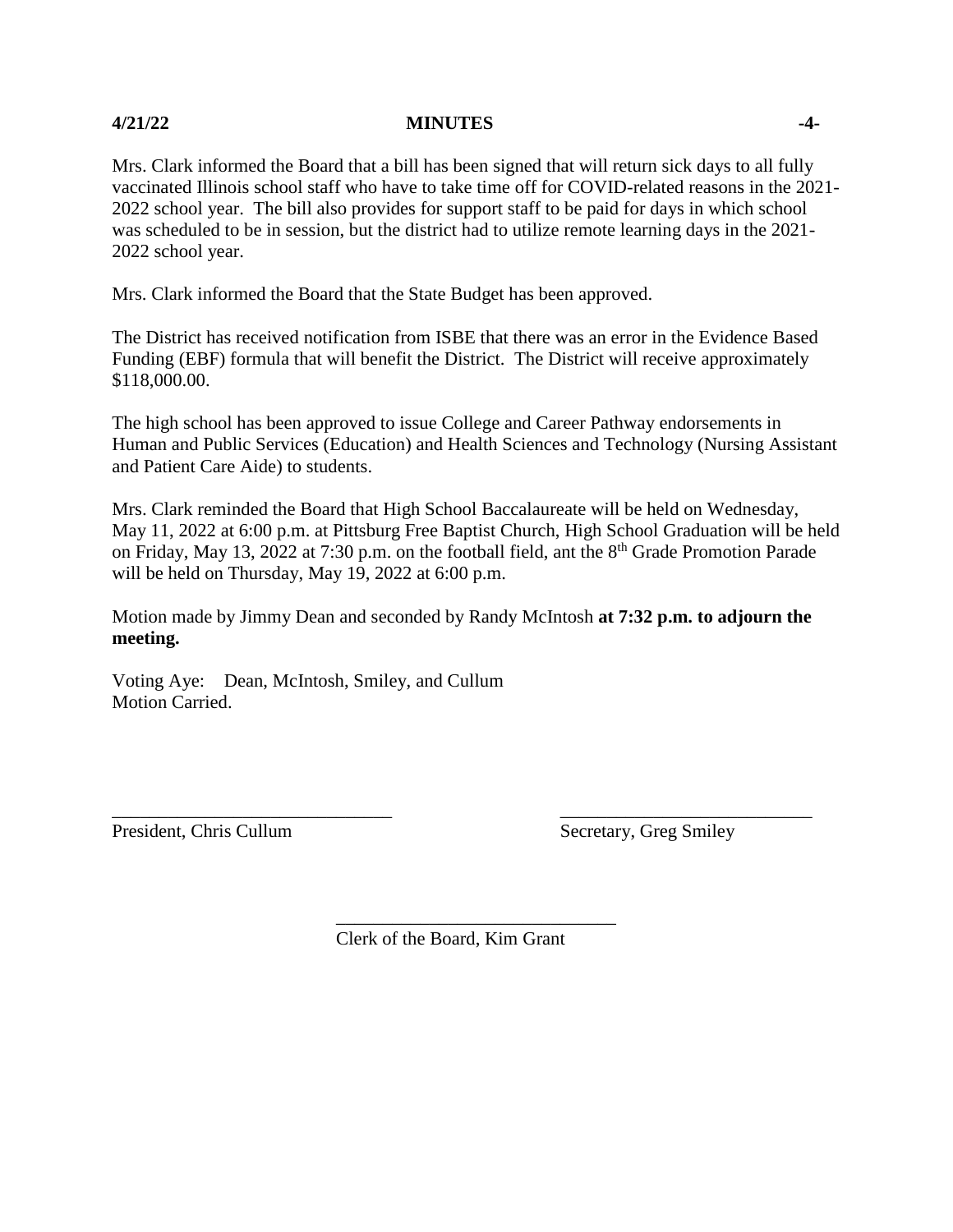Mrs. Clark informed the Board that a bill has been signed that will return sick days to all fully vaccinated Illinois school staff who have to take time off for COVID-related reasons in the 2021-2022 school year. The bill also provides for support staff to be paid for days in which school was scheduled to be in session, but the district had to utilize remote learning days in the 2021-2022 school year.

Mrs. Clark informed the Board that the State Budget has been approved.

The District has received notification from ISBE that there was an error in the Evidence Based Funding (EBF) formula that will benefit the District. The District will receive approximately $118,000.00.

The high school has been approved to issue College and Career Pathway endorsements in Human and Public Services (Education) and Health Sciences and Technology (Nursing Assistant and Patient Care Aide) to students.

Mrs. Clark reminded the Board that High School Baccalaureate will be held on Wednesday, May 11, 2022 at 6:00 p.m. at Pittsburg Free Baptist Church, High School Graduation will be held on Friday, May 13, 2022 at 7:30 p.m. on the football field, ant the 8th Grade Promotion Parade will be held on Thursday, May 19, 2022 at 6:00 p.m.

Motion made by Jimmy Dean and seconded by Randy McIntosh **at 7:32 p.m. to adjourn the meeting.**

Voting Aye: Dean, McIntosh, Smiley, and Cullum
Motion Carried.

______________________________ President, Chris Cullum

______________________________ Secretary, Greg Smiley

______________________________ Clerk of the Board, Kim Grant